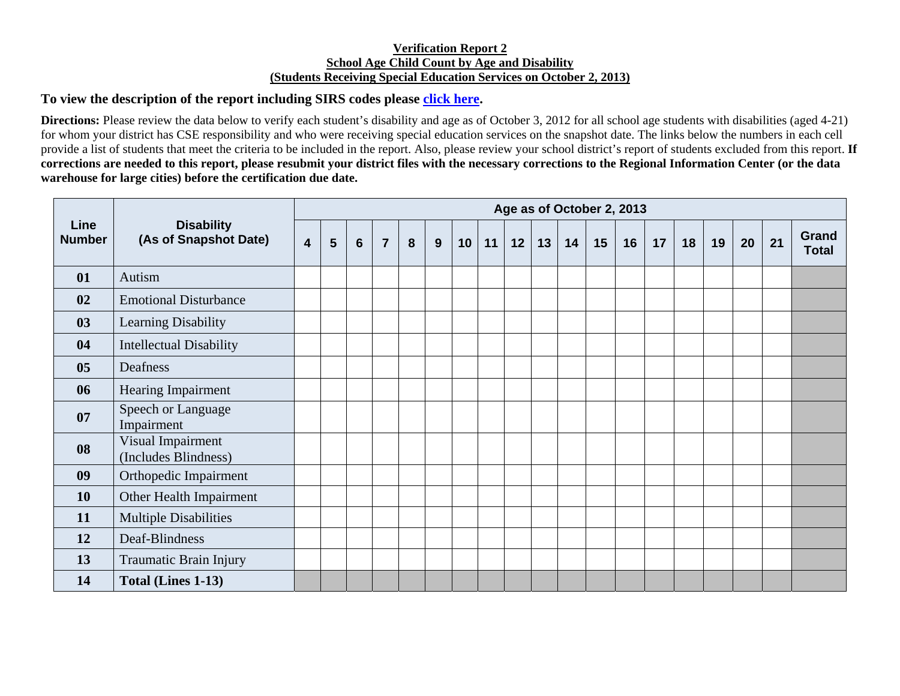**Verification Report 2**
**School Age Child Count by Age and Disability**
**(Students Receiving Special Education Services on October 2, 2013)**

**To view the description of the report including SIRS codes please click here.**

**Directions:** Please review the data below to verify each student's disability and age as of October 3, 2012 for all school age students with disabilities (aged 4-21) for whom your district has CSE responsibility and who were receiving special education services on the snapshot date. The links below the numbers in each cell provide a list of students that meet the criteria to be included in the report. Also, please review your school district's report of students excluded from this report. **If corrections are needed to this report, please resubmit your district files with the necessary corrections to the Regional Information Center (or the data warehouse for large cities) before the certification due date.**

| Line Number | Disability (As of Snapshot Date) | Age as of October 2, 2013 | | | | | | | | | | | | | | | | | | |
|---|---|---|---|---|---|---|---|---|---|---|---|---|---|---|---|---|---|---|---|---|
| | | 4 | 5 | 6 | 7 | 8 | 9 | 10 | 11 | 12 | 13 | 14 | 15 | 16 | 17 | 18 | 19 | 20 | 21 | Grand Total |
| **01** | Autism | | | | | | | | | | | | | | | | | | | |
| **02** | Emotional Disturbance | | | | | | | | | | | | | | | | | | | |
| **03** | Learning Disability | | | | | | | | | | | | | | | | | | | |
| **04** | Intellectual Disability | | | | | | | | | | | | | | | | | | | |
| **05** | Deafness | | | | | | | | | | | | | | | | | | | |
| **06** | Hearing Impairment | | | | | | | | | | | | | | | | | | | |
| **07** | Speech or Language Impairment | | | | | | | | | | | | | | | | | | | |
| **08** | Visual Impairment (Includes Blindness) | | | | | | | | | | | | | | | | | | | |
| **09** | Orthopedic Impairment | | | | | | | | | | | | | | | | | | | |
| **10** | Other Health Impairment | | | | | | | | | | | | | | | | | | | |
| **11** | Multiple Disabilities | | | | | | | | | | | | | | | | | | | |
| **12** | Deaf-Blindness | | | | | | | | | | | | | | | | | | | |
| **13** | Traumatic Brain Injury | | | | | | | | | | | | | | | | | | | |
| **14** | **Total (Lines 1-13)** | | | | | | | | | | | | | | | | | | | |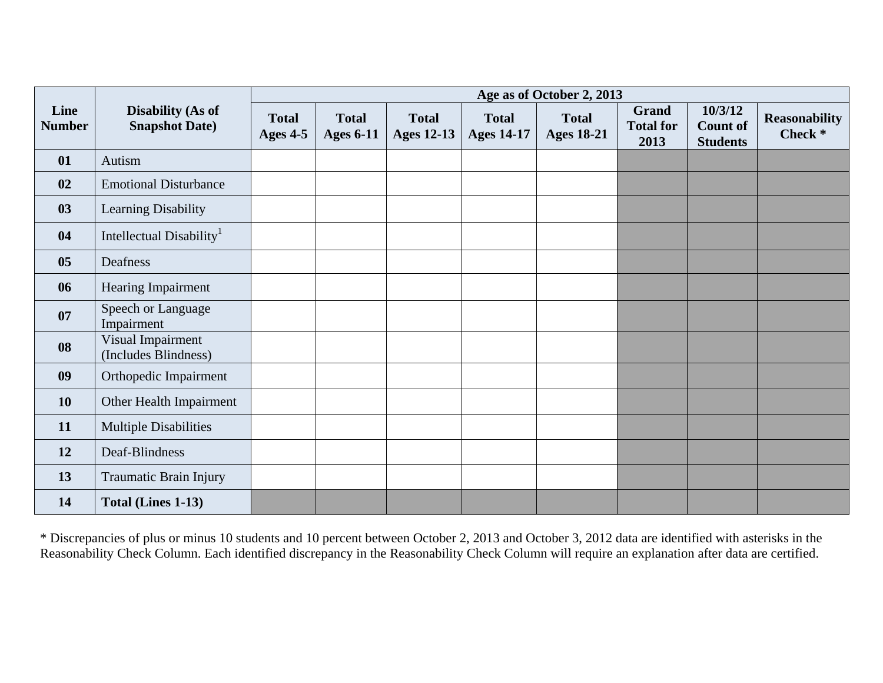| Line Number | Disability (As of Snapshot Date) | Age as of October 2, 2013 | | | | | | | |
|---|---|---|---|---|---|---|---|---|---|
| | | Total Ages 4-5 | Total Ages 6-11 | Total Ages 12-13 | Total Ages 14-17 | Total Ages 18-21 | Grand Total for 2013 | 10/3/12 Count of Students | Reasonability Check * |
| 01 | Autism | | | | | | | | |
| 02 | Emotional Disturbance | | | | | | | | |
| 03 | Learning Disability | | | | | | | | |
| 04 | Intellectual Disability[1] | | | | | | | | |
| 05 | Deafness | | | | | | | | |
| 06 | Hearing Impairment | | | | | | | | |
| 07 | Speech or Language Impairment | | | | | | | | |
| 08 | Visual Impairment (Includes Blindness) | | | | | | | | |
| 09 | Orthopedic Impairment | | | | | | | | |
| 10 | Other Health Impairment | | | | | | | | |
| 11 | Multiple Disabilities | | | | | | | | |
| 12 | Deaf-Blindness | | | | | | | | |
| 13 | Traumatic Brain Injury | | | | | | | | |
| 14 | **Total (Lines 1-13)** | | | | | | | | |

* Discrepancies of plus or minus 10 students and 10 percent between October 2, 2013 and October 3, 2012 data are identified with asterisks in the Reasonability Check Column. Each identified discrepancy in the Reasonability Check Column will require an explanation after data are certified.